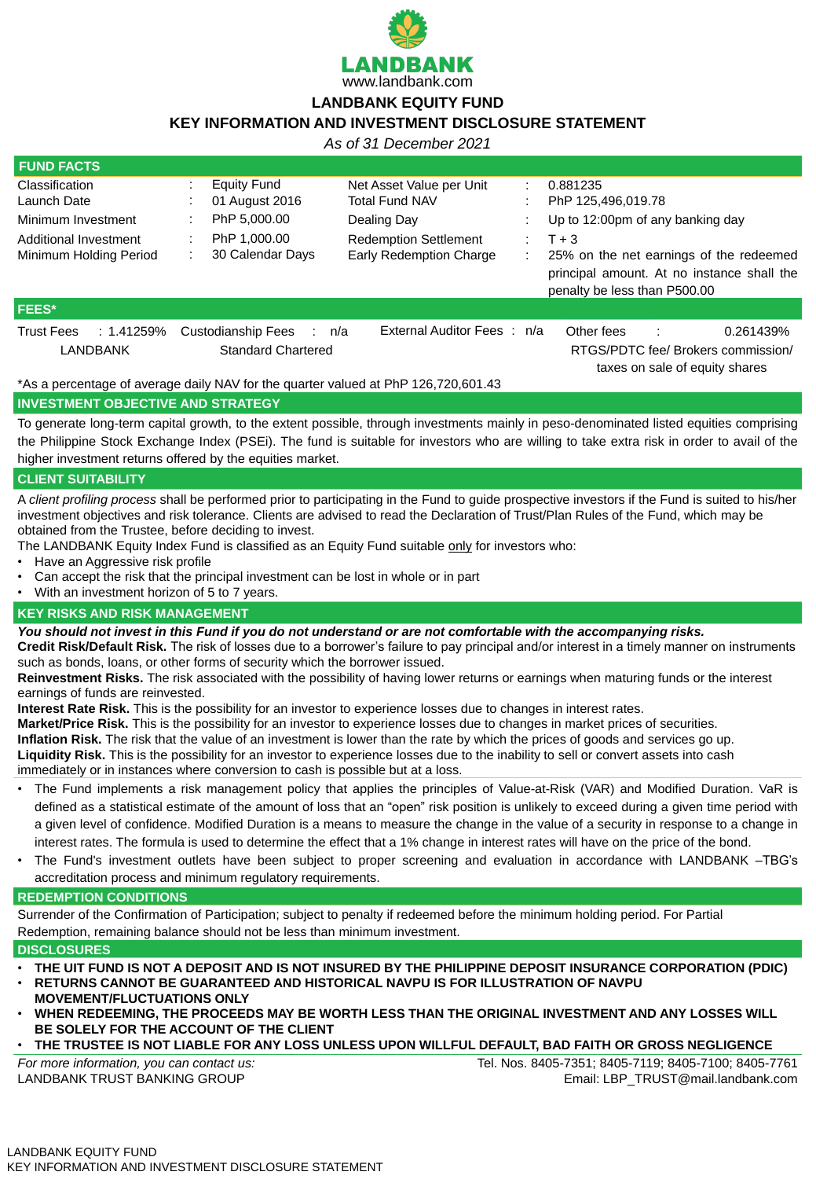LANDBANK
www.landbank.com

# LANDBANK EQUITY FUND
## KEY INFORMATION AND INVESTMENT DISCLOSURE STATEMENT

*As of 31 December 2021*

## FUND FACTS

| | | | |
|---|---|---|---|
| Classification | : Equity Fund | Net Asset Value per Unit | : 0.881235 |
| Launch Date | : 01 August 2016 | Total Fund NAV | : PhP 125,496,019.78 |
| Minimum Investment | : PhP 5,000.00 | Dealing Day | : Up to 12:00pm of any banking day |
| Additional Investment | : PhP 1,000.00 | Redemption Settlement | : T + 3 |
| Minimum Holding Period | : 30 Calendar Days | Early Redemption Charge | : 25% on the net earnings of the redeemed principal amount. At no instance shall the penalty be less than P500.00 |

## FEES*

| Trust Fees : 1.41259% | Custodianship Fees : n/a | External Auditor Fees : n/a | Other fees : 0.261439% |
|---|---|---|---|
| LANDBANK | Standard Chartered | | RTGS/PDTC fee/ Brokers commission/ taxes on sale of equity shares |

*As a percentage of average daily NAV for the quarter valued at PhP 126,720,601.43

## INVESTMENT OBJECTIVE AND STRATEGY

To generate long-term capital growth, to the extent possible, through investments mainly in peso-denominated listed equities comprising the Philippine Stock Exchange Index (PSEi). The fund is suitable for investors who are willing to take extra risk in order to avail of the higher investment returns offered by the equities market.

## CLIENT SUITABILITY

A *client profiling process* shall be performed prior to participating in the Fund to guide prospective investors if the Fund is suited to his/her investment objectives and risk tolerance. Clients are advised to read the Declaration of Trust/Plan Rules of the Fund, which may be obtained from the Trustee, before deciding to invest.

The LANDBANK Equity Index Fund is classified as an Equity Fund suitable only for investors who:

- Have an Aggressive risk profile
- Can accept the risk that the principal investment can be lost in whole or in part
- With an investment horizon of 5 to 7 years.

## KEY RISKS AND RISK MANAGEMENT

***You should not invest in this Fund if you do not understand or are not comfortable with the accompanying risks.***

**Credit Risk/Default Risk.** The risk of losses due to a borrower's failure to pay principal and/or interest in a timely manner on instruments such as bonds, loans, or other forms of security which the borrower issued.

**Reinvestment Risks.** The risk associated with the possibility of having lower returns or earnings when maturing funds or the interest earnings of funds are reinvested.

**Interest Rate Risk.** This is the possibility for an investor to experience losses due to changes in interest rates.

**Market/Price Risk.** This is the possibility for an investor to experience losses due to changes in market prices of securities.

**Inflation Risk.** The risk that the value of an investment is lower than the rate by which the prices of goods and services go up.

**Liquidity Risk.** This is the possibility for an investor to experience losses due to the inability to sell or convert assets into cash immediately or in instances where conversion to cash is possible but at a loss.

- The Fund implements a risk management policy that applies the principles of Value-at-Risk (VAR) and Modified Duration. VaR is defined as a statistical estimate of the amount of loss that an "open" risk position is unlikely to exceed during a given time period with a given level of confidence. Modified Duration is a means to measure the change in the value of a security in response to a change in interest rates. The formula is used to determine the effect that a 1% change in interest rates will have on the price of the bond.
- The Fund's investment outlets have been subject to proper screening and evaluation in accordance with LANDBANK –TBG's accreditation process and minimum regulatory requirements.

## REDEMPTION CONDITIONS

Surrender of the Confirmation of Participation; subject to penalty if redeemed before the minimum holding period. For Partial Redemption, remaining balance should not be less than minimum investment.

## DISCLOSURES

- **THE UIT FUND IS NOT A DEPOSIT AND IS NOT INSURED BY THE PHILIPPINE DEPOSIT INSURANCE CORPORATION (PDIC)**
- **RETURNS CANNOT BE GUARANTEED AND HISTORICAL NAVPU IS FOR ILLUSTRATION OF NAVPU MOVEMENT/FLUCTUATIONS ONLY**
- **WHEN REDEEMING, THE PROCEEDS MAY BE WORTH LESS THAN THE ORIGINAL INVESTMENT AND ANY LOSSES WILL BE SOLELY FOR THE ACCOUNT OF THE CLIENT**
- **THE TRUSTEE IS NOT LIABLE FOR ANY LOSS UNLESS UPON WILLFUL DEFAULT, BAD FAITH OR GROSS NEGLIGENCE**

*For more information, you can contact us:*
LANDBANK TRUST BANKING GROUP

Tel. Nos. 8405-7351; 8405-7119; 8405-7100; 8405-7761
Email: LBP_TRUST@mail.landbank.com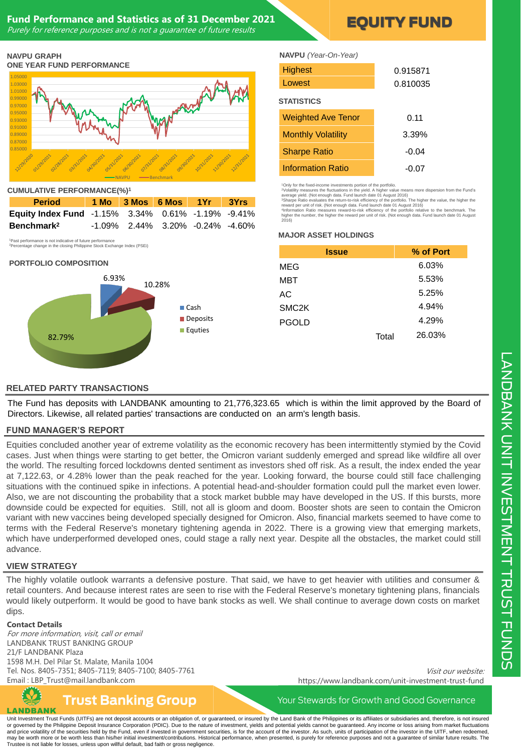# Fund Performance and Statistics as of 31 December 2021

*Purely for reference purposes and is not a guarantee of future results*

# EQUITY FUND

## NAVPU GRAPH
## ONE YEAR FUND PERFORMANCE

1.05000
1.03000
1.01000
0.99000
0.97000
0.95000
0.93000
0.91000
0.89000
0.87000
0.85000

12/29/2020, 01/29/2021, 02/28/2021, 03/31/2021, 04/30/2021, 05/31/2021, 06/30/2021, 07/31/2021, 08/31/2021, 09/30/2021, 10/31/2021, 11/30/2021, 12/31/2021

NAVPU — Benchmark

## CUMULATIVE PERFORMANCE(%)[1]

| Period | 1 Mo | 3 Mos | 6 Mos | 1Yr | 3Yrs |
|---|---|---|---|---|---|
| Equity Index Fund | -1.15% | 3.34% | 0.61% | -1.19% | -9.41% |
| Benchmark[2] | -1.09% | 2.44% | 3.20% | -0.24% | -4.60% |

[1]Past performance is not indicative of future performance
[2]Percentage change in the closing Philippine Stock Exchange Index (PSEi)

## PORTFOLIO COMPOSITION

6.93%
10.28%
82.79%

Cash
Deposits
Equties

## NAVPU *(Year-On-Year)*

| | |
|---|---|
| Highest | 0.915871 |
| Lowest | 0.810035 |

## STATISTICS

| | |
|---|---|
| Weighted Ave Tenor | 0.11 |
| Monthly Volatility | 3.39% |
| Sharpe Ratio | -0.04 |
| Information Ratio | -0.07 |

[1]Only for the fixed-income investments portion of the portfolio.
[2]Volatility measures the fluctuations in the yield. A higher value means more dispersion from the Fund's average yield. (Not enough data. Fund launch date 01 August 2016)
[3]Sharpe Ratio evaluates the return-to-risk efficiency of the portfolio. The higher the value, the higher the reward per unit of risk. (Not enough data. Fund launch date 01 August 2016)
[4]Information Ratio measures reward-to-risk efficiency of the portfolio relative to the benchmark. The higher the number, the higher the reward per unit of risk. (Not enough data. Fund launch date 01 August 2016)

## MAJOR ASSET HOLDINGS

| Issue | % of Port |
|---|---|
| MEG | 6.03% |
| MBT | 5.53% |
| AC | 5.25% |
| SMC2K | 4.94% |
| PGOLD | 4.29% |
| Total | 26.03% |

## RELATED PARTY TRANSACTIONS

The Fund has deposits with LANDBANK amounting to 21,776,323.65 which is within the limit approved by the Board of Directors. Likewise, all related parties' transactions are conducted on an arm's length basis.

## FUND MANAGER'S REPORT

Equities concluded another year of extreme volatility as the economic recovery has been intermittently stymied by the Covid cases. Just when things were starting to get better, the Omicron variant suddenly emerged and spread like wildfire all over the world. The resulting forced lockdowns dented sentiment as investors shed off risk. As a result, the index ended the year at 7,122.63, or 4.28% lower than the peak reached for the year. Looking forward, the bourse could still face challenging situations with the continued spike in infections. A potential head-and-shoulder formation could pull the market even lower. Also, we are not discounting the probability that a stock market bubble may have developed in the US. If this bursts, more downside could be expected for equities. Still, not all is gloom and doom. Booster shots are seen to contain the Omicron variant with new vaccines being developed specially designed for Omicron. Also, financial markets seemed to have come to terms with the Federal Reserve's monetary tightening agenda in 2022. There is a growing view that emerging markets, which have underperformed developed ones, could stage a rally next year. Despite all the obstacles, the market could still advance.

## VIEW STRATEGY

The highly volatile outlook warrants a defensive posture. That said, we have to get heavier with utilities and consumer & retail counters. And because interest rates are seen to rise with the Federal Reserve's monetary tightening plans, financials would likely outperform. It would be good to have bank stocks as well. We shall continue to average down costs on market dips.

**Contact Details**
*For more information, visit, call or email*
LANDBANK TRUST BANKING GROUP
21/F LANDBANK Plaza
1598 M.H. Del Pilar St. Malate, Manila 1004
Tel. Nos. 8405-7351; 8405-7119; 8405-7100; 8405-7761
Email : LBP_Trust@mail.landbank.com

*Visit our website:*
https://www.landbank.com/unit-investment-trust-fund

LANDBANK **Trust Banking Group** Your Stewards for Growth and Good Governance

LANDBANK UNIT INVESTMENT TRUST FUNDS

Unit Investment Trust Funds (UITFs) are not deposit accounts or an obligation of, or guaranteed, or insured by the Land Bank of the Philippines or its affiliates or subsidiaries and, therefore, is not insured or governed by the Philippine Deposit Insurance Corporation (PDIC). Due to the nature of investment, yields and potential yields cannot be guaranteed. Any income or loss arising from market fluctuations and price volatility of the securities held by the Fund, even if invested in government securities, is for the account of the investor. As such, units of participation of the investor in the UITF, when redeemed, may be worth more or be worth less than his/her initial investment/contributions. Historical performance, when presented, is purely for reference purposes and not a guarantee of similar future results. The Trustee is not liable for losses, unless upon willful default, bad faith or gross negligence.